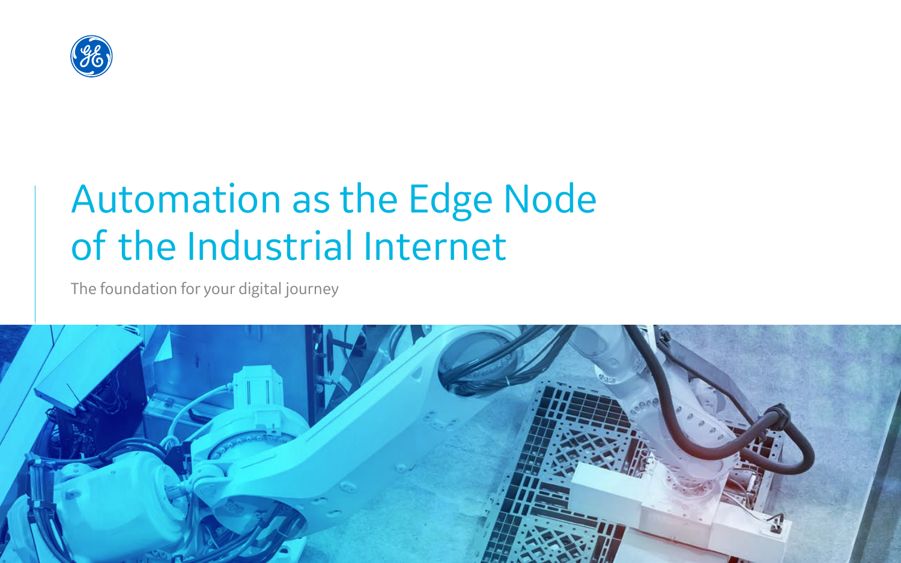# Automation as the Edge Node of the Industrial Internet

The foundation for your digital journey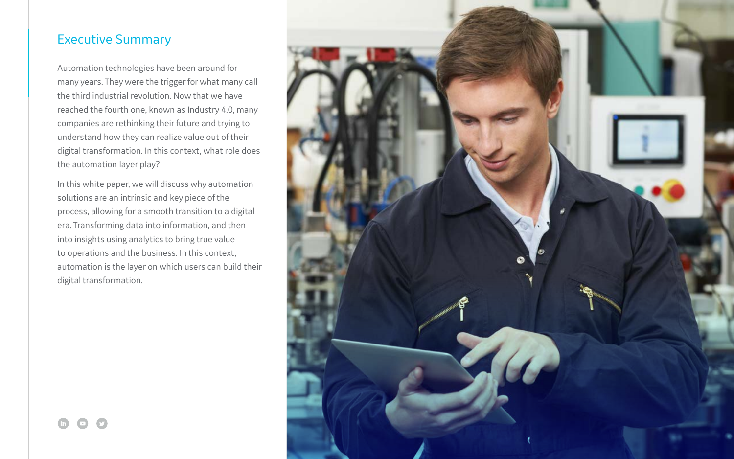## Executive Summary

Automation technologies have been around for many years. They were the trigger for what many call the third industrial revolution. Now that we have reached the fourth one, known as Industry 4.0, many companies are rethinking their future and trying to understand how they can realize value out of their digital transformation. In this context, what role does the automation layer play?

In this white paper, we will discuss why automation solutions are an intrinsic and key piece of the process, allowing for a smooth transition to a digital era. Transforming data into information, and then into insights using analytics to bring true value to operations and the business. In this context, automation is the layer on which users can build their digital transformation.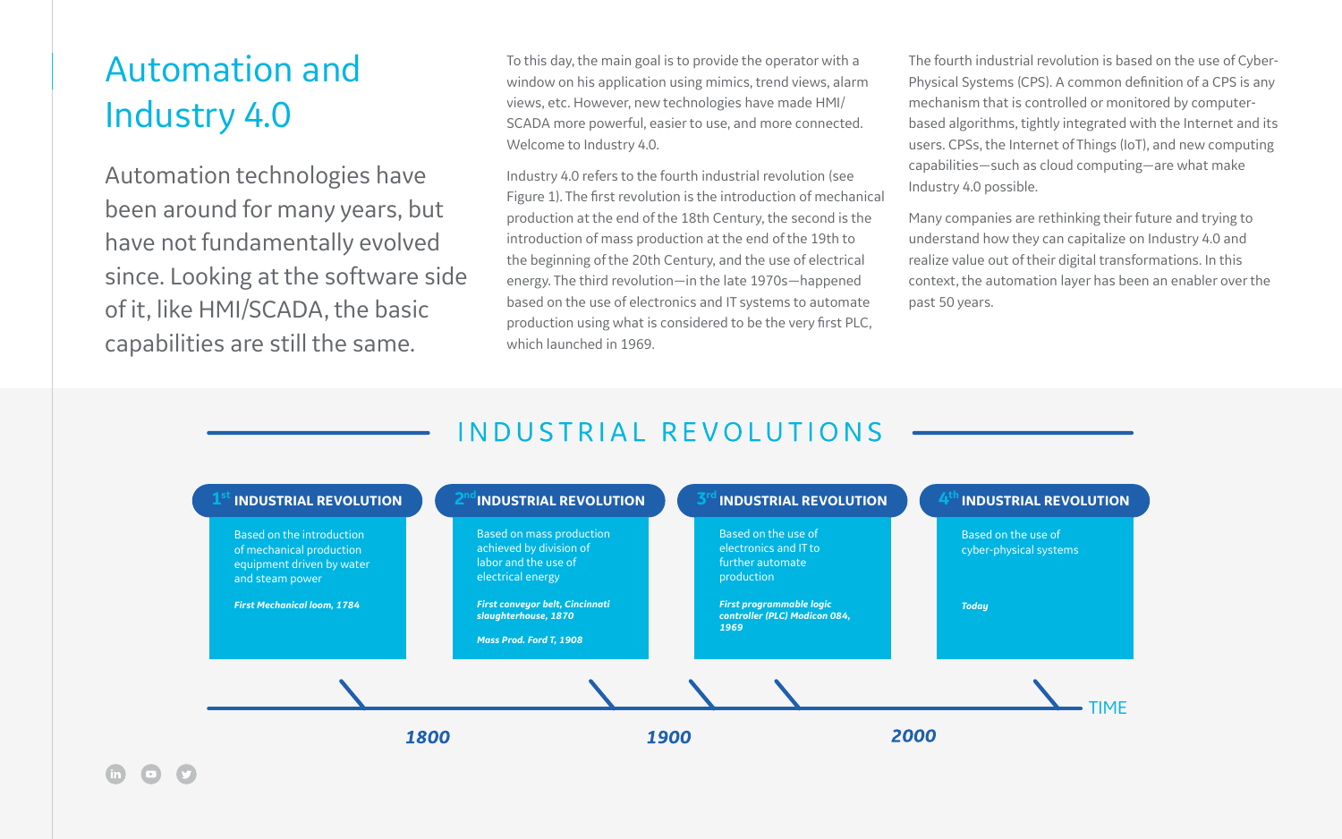# Automation and Industry 4.0

Automation technologies have been around for many years, but have not fundamentally evolved since. Looking at the software side of it, like HMI/SCADA, the basic capabilities are still the same.

To this day, the main goal is to provide the operator with a window on his application using mimics, trend views, alarm views, etc. However, new technologies have made HMI/SCADA more powerful, easier to use, and more connected. Welcome to Industry 4.0.

Industry 4.0 refers to the fourth industrial revolution (see Figure 1). The first revolution is the introduction of mechanical production at the end of the 18th Century, the second is the introduction of mass production at the end of the 19th to the beginning of the 20th Century, and the use of electrical energy. The third revolution—in the late 1970s—happened based on the use of electronics and IT systems to automate production using what is considered to be the very first PLC, which launched in 1969.

The fourth industrial revolution is based on the use of Cyber-Physical Systems (CPS). A common definition of a CPS is any mechanism that is controlled or monitored by computer-based algorithms, tightly integrated with the Internet and its users. CPSs, the Internet of Things (IoT), and new computing capabilities—such as cloud computing—are what make Industry 4.0 possible.

Many companies are rethinking their future and trying to understand how they can capitalize on Industry 4.0 and realize value out of their digital transformations. In this context, the automation layer has been an enabler over the past 50 years.

## INDUSTRIAL REVOLUTIONS

**1st INDUSTRIAL REVOLUTION**

Based on the introduction of mechanical production equipment driven by water and steam power

***First Mechanical loom, 1784***

**2nd INDUSTRIAL REVOLUTION**

Based on mass production achieved by division of labor and the use of electrical energy

***First conveyor belt, Cincinnati slaughterhouse, 1870***

***Mass Prod. Ford T, 1908***

**3rd INDUSTRIAL REVOLUTION**

Based on the use of electronics and IT to further automate production

***First programmable logic controller (PLC) Modicon 084, 1969***

**4th INDUSTRIAL REVOLUTION**

Based on the use of cyber-physical systems

***Today***

1800 — 1900 — 2000 — TIME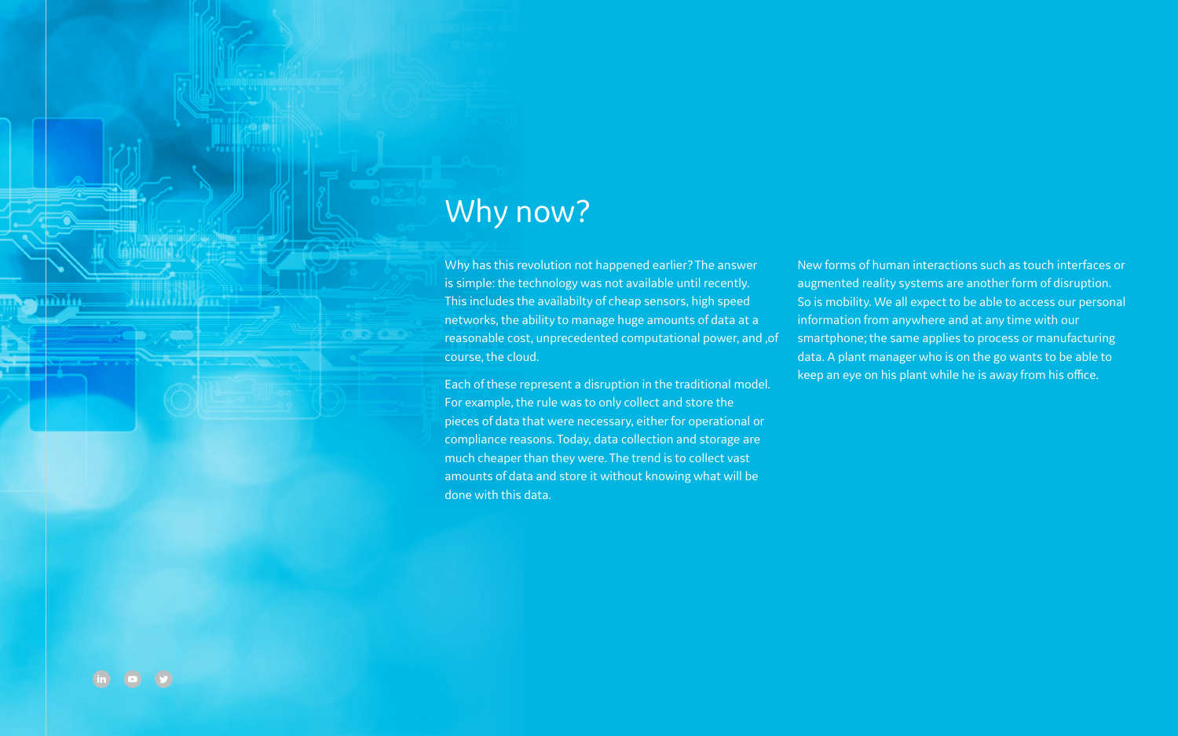# Why now?

Why has this revolution not happened earlier? The answer is simple: the technology was not available until recently. This includes the availabilty of cheap sensors, high speed networks, the ability to manage huge amounts of data at a reasonable cost, unprecedented computational power, and ,of course, the cloud.

Each of these represent a disruption in the traditional model. For example, the rule was to only collect and store the pieces of data that were necessary, either for operational or compliance reasons. Today, data collection and storage are much cheaper than they were. The trend is to collect vast amounts of data and store it without knowing what will be done with this data.

New forms of human interactions such as touch interfaces or augmented reality systems are another form of disruption. So is mobility. We all expect to be able to access our personal information from anywhere and at any time with our smartphone; the same applies to process or manufacturing data. A plant manager who is on the go wants to be able to keep an eye on his plant while he is away from his office.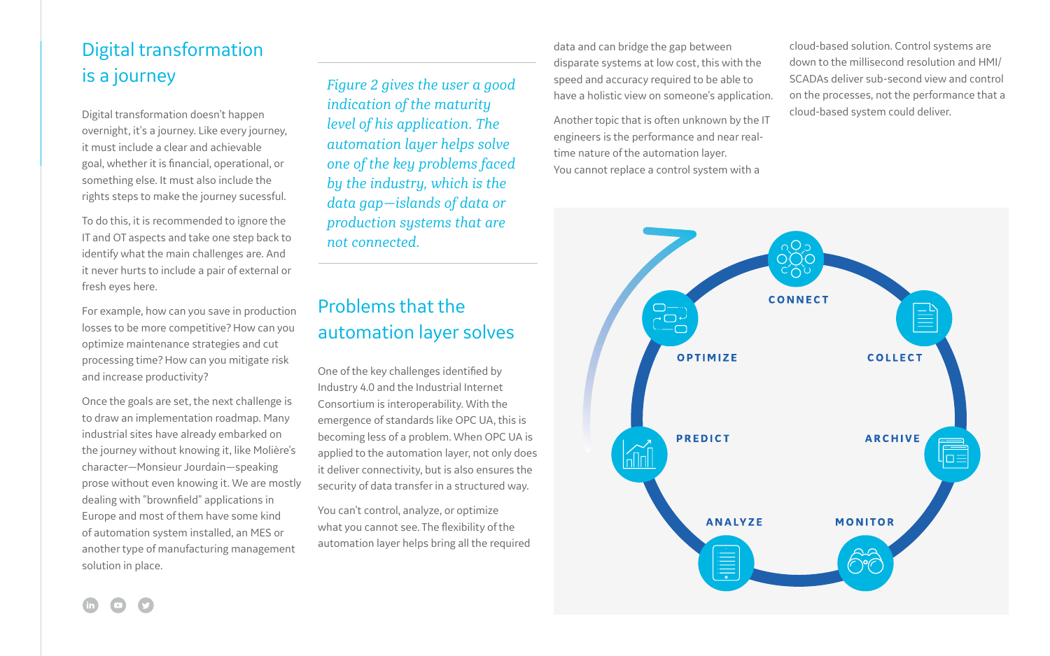## Digital transformation is a journey

Digital transformation doesn't happen overnight, it's a journey. Like every journey, it must include a clear and achievable goal, whether it is financial, operational, or something else. It must also include the rights steps to make the journey sucessful.

To do this, it is recommended to ignore the IT and OT aspects and take one step back to identify what the main challenges are. And it never hurts to include a pair of external or fresh eyes here.

For example, how can you save in production losses to be more competitive? How can you optimize maintenance strategies and cut processing time? How can you mitigate risk and increase productivity?

Once the goals are set, the next challenge is to draw an implementation roadmap. Many industrial sites have already embarked on the journey without knowing it, like Molière's character—Monsieur Jourdain—speaking prose without even knowing it. We are mostly dealing with "brownfield" applications in Europe and most of them have some kind of automation system installed, an MES or another type of manufacturing management solution in place.

*Figure 2 gives the user a good indication of the maturity level of his application. The automation layer helps solve one of the key problems faced by the industry, which is the data gap—islands of data or production systems that are not connected.*

## Problems that the automation layer solves

One of the key challenges identified by Industry 4.0 and the Industrial Internet Consortium is interoperability. With the emergence of standards like OPC UA, this is becoming less of a problem. When OPC UA is applied to the automation layer, not only does it deliver connectivity, but is also ensures the security of data transfer in a structured way.

You can't control, analyze, or optimize what you cannot see. The flexibility of the automation layer helps bring all the required data and can bridge the gap between disparate systems at low cost, this with the speed and accuracy required to be able to have a holistic view on someone's application.

Another topic that is often unknown by the IT engineers is the performance and near real-time nature of the automation layer.

You cannot replace a control system with a cloud-based solution. Control systems are down to the millisecond resolution and HMI/SCADAs deliver sub-second view and control on the processes, not the performance that a cloud-based system could deliver.

CONNECT · COLLECT · ARCHIVE · MONITOR · ANALYZE · PREDICT · OPTIMIZE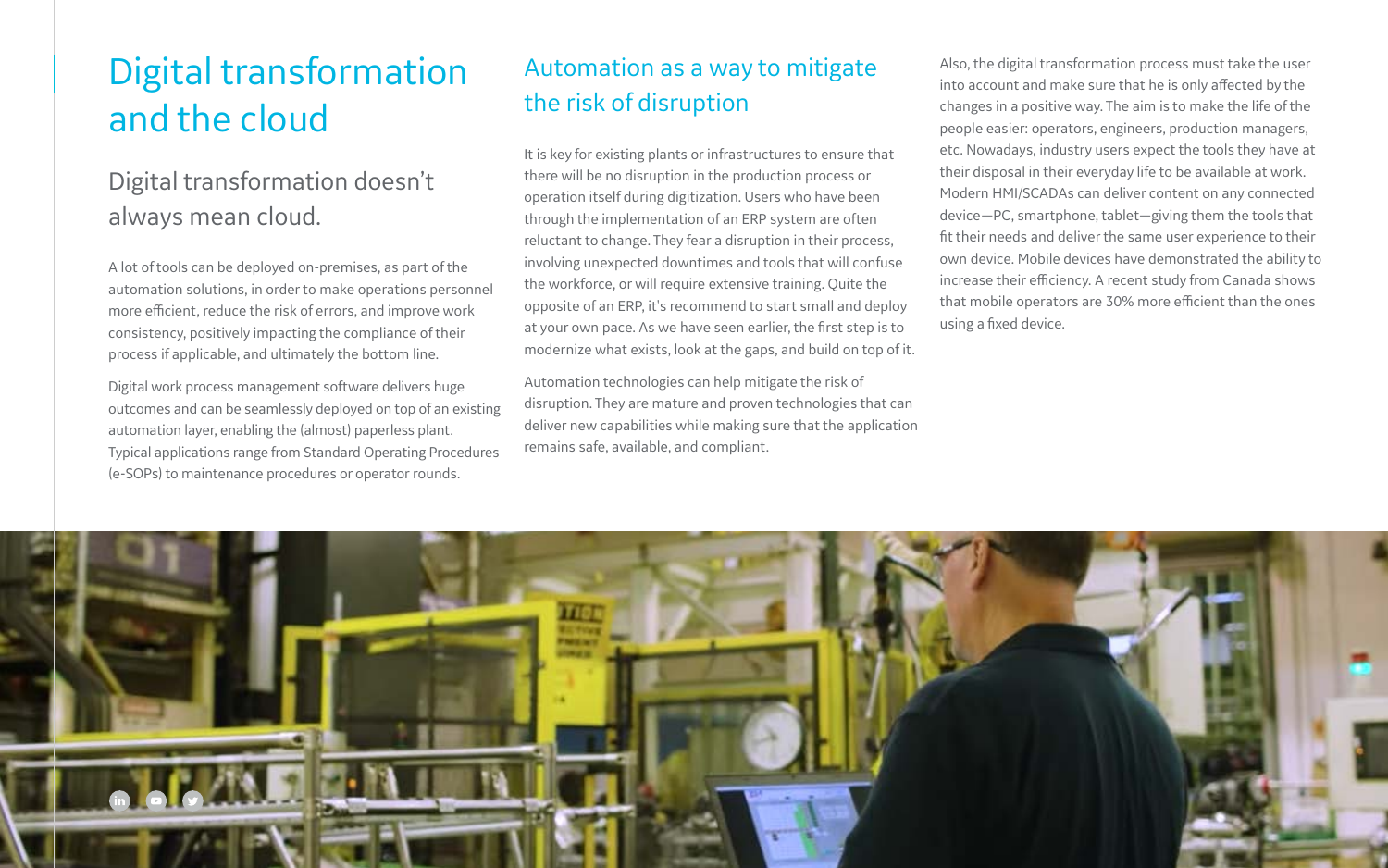# Digital transformation and the cloud

## Digital transformation doesn't always mean cloud.

A lot of tools can be deployed on-premises, as part of the automation solutions, in order to make operations personnel more efficient, reduce the risk of errors, and improve work consistency, positively impacting the compliance of their process if applicable, and ultimately the bottom line.

Digital work process management software delivers huge outcomes and can be seamlessly deployed on top of an existing automation layer, enabling the (almost) paperless plant. Typical applications range from Standard Operating Procedures (e-SOPs) to maintenance procedures or operator rounds.

## Automation as a way to mitigate the risk of disruption

It is key for existing plants or infrastructures to ensure that there will be no disruption in the production process or operation itself during digitization. Users who have been through the implementation of an ERP system are often reluctant to change. They fear a disruption in their process, involving unexpected downtimes and tools that will confuse the workforce, or will require extensive training. Quite the opposite of an ERP, it's recommend to start small and deploy at your own pace. As we have seen earlier, the first step is to modernize what exists, look at the gaps, and build on top of it.

Automation technologies can help mitigate the risk of disruption. They are mature and proven technologies that can deliver new capabilities while making sure that the application remains safe, available, and compliant.

Also, the digital transformation process must take the user into account and make sure that he is only affected by the changes in a positive way. The aim is to make the life of the people easier: operators, engineers, production managers, etc. Nowadays, industry users expect the tools they have at their disposal in their everyday life to be available at work. Modern HMI/SCADAs can deliver content on any connected device—PC, smartphone, tablet—giving them the tools that fit their needs and deliver the same user experience to their own device. Mobile devices have demonstrated the ability to increase their efficiency. A recent study from Canada shows that mobile operators are 30% more efficient than the ones using a fixed device.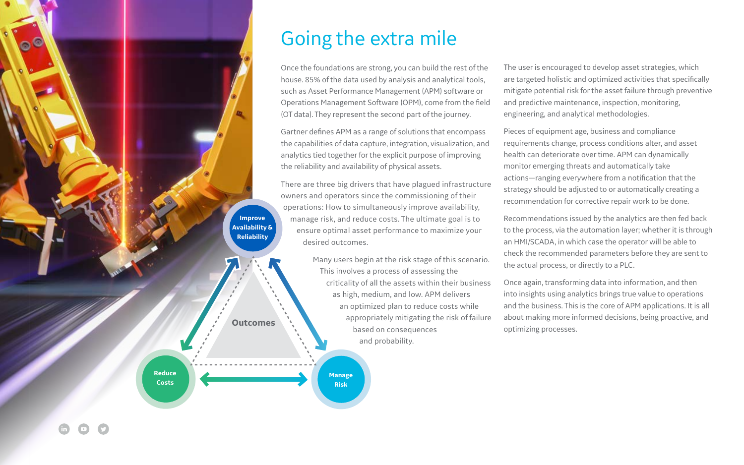# Going the extra mile

Once the foundations are strong, you can build the rest of the house. 85% of the data used by analysis and analytical tools, such as Asset Performance Management (APM) software or Operations Management Software (OPM), come from the field (OT data). They represent the second part of the journey.

Gartner defines APM as a range of solutions that encompass the capabilities of data capture, integration, visualization, and analytics tied together for the explicit purpose of improving the reliability and availability of physical assets.

There are three big drivers that have plagued infrastructure owners and operators since the commissioning of their operations: How to simultaneously improve availability, manage risk, and reduce costs. The ultimate goal is to ensure optimal asset performance to maximize your desired outcomes.

Many users begin at the risk stage of this scenario. This involves a process of assessing the criticality of all the assets within their business as high, medium, and low. APM delivers an optimized plan to reduce costs while appropriately mitigating the risk of failure based on consequences and probability.

Improve Availability & Reliability

Outcomes

Reduce Costs

Manage Risk

The user is encouraged to develop asset strategies, which are targeted holistic and optimized activities that specifically mitigate potential risk for the asset failure through preventive and predictive maintenance, inspection, monitoring, engineering, and analytical methodologies.

Pieces of equipment age, business and compliance requirements change, process conditions alter, and asset health can deteriorate over time. APM can dynamically monitor emerging threats and automatically take actions—ranging everywhere from a notification that the strategy should be adjusted to or automatically creating a recommendation for corrective repair work to be done.

Recommendations issued by the analytics are then fed back to the process, via the automation layer; whether it is through an HMI/SCADA, in which case the operator will be able to check the recommended parameters before they are sent to the actual process, or directly to a PLC.

Once again, transforming data into information, and then into insights using analytics brings true value to operations and the business. This is the core of APM applications. It is all about making more informed decisions, being proactive, and optimizing processes.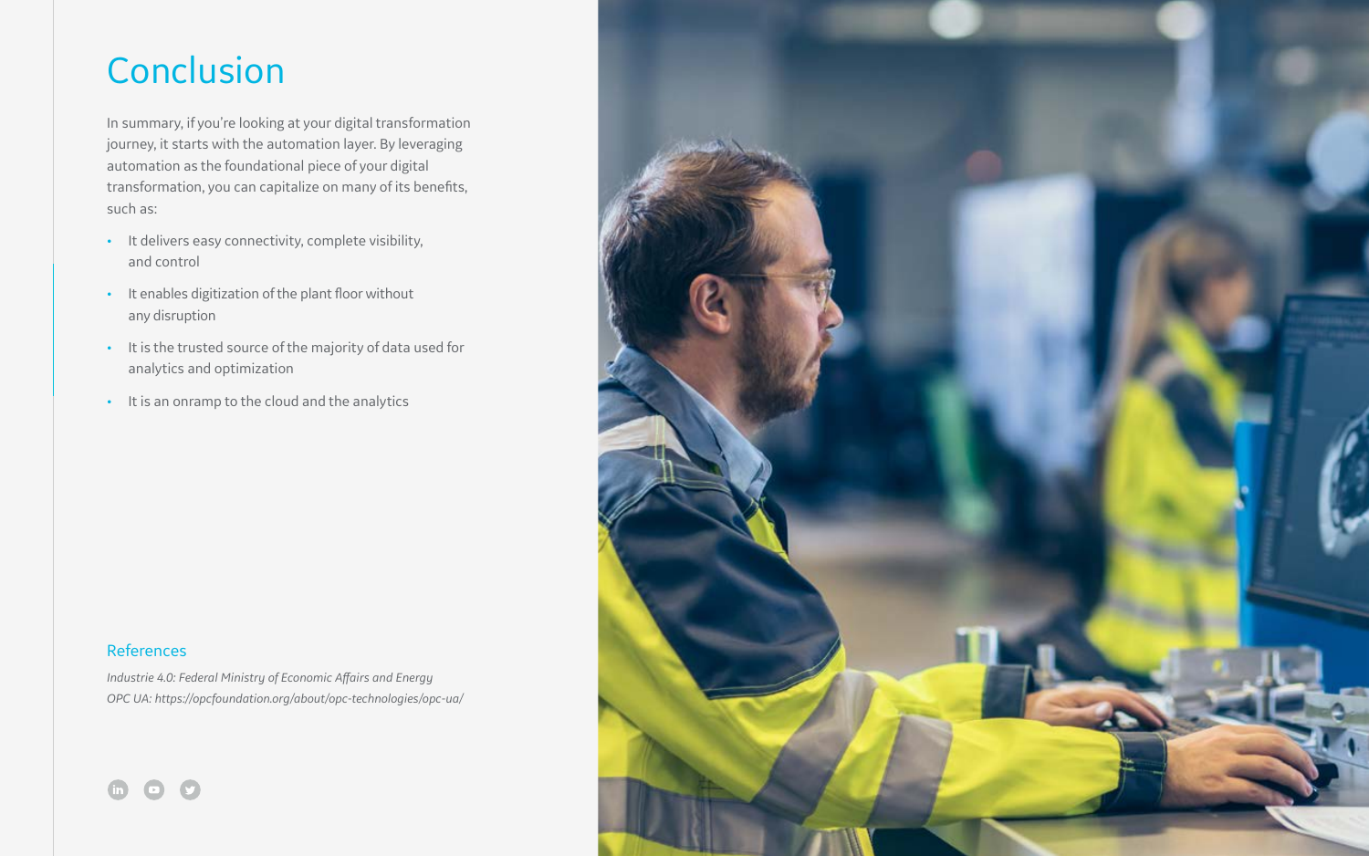# Conclusion

In summary, if you're looking at your digital transformation journey, it starts with the automation layer. By leveraging automation as the foundational piece of your digital transformation, you can capitalize on many of its benefits, such as:

- It delivers easy connectivity, complete visibility, and control
- It enables digitization of the plant floor without any disruption
- It is the trusted source of the majority of data used for analytics and optimization
- It is an onramp to the cloud and the analytics

## References

*Industrie 4.0: Federal Ministry of Economic Affairs and Energy*
*OPC UA: https://opcfoundation.org/about/opc-technologies/opc-ua/*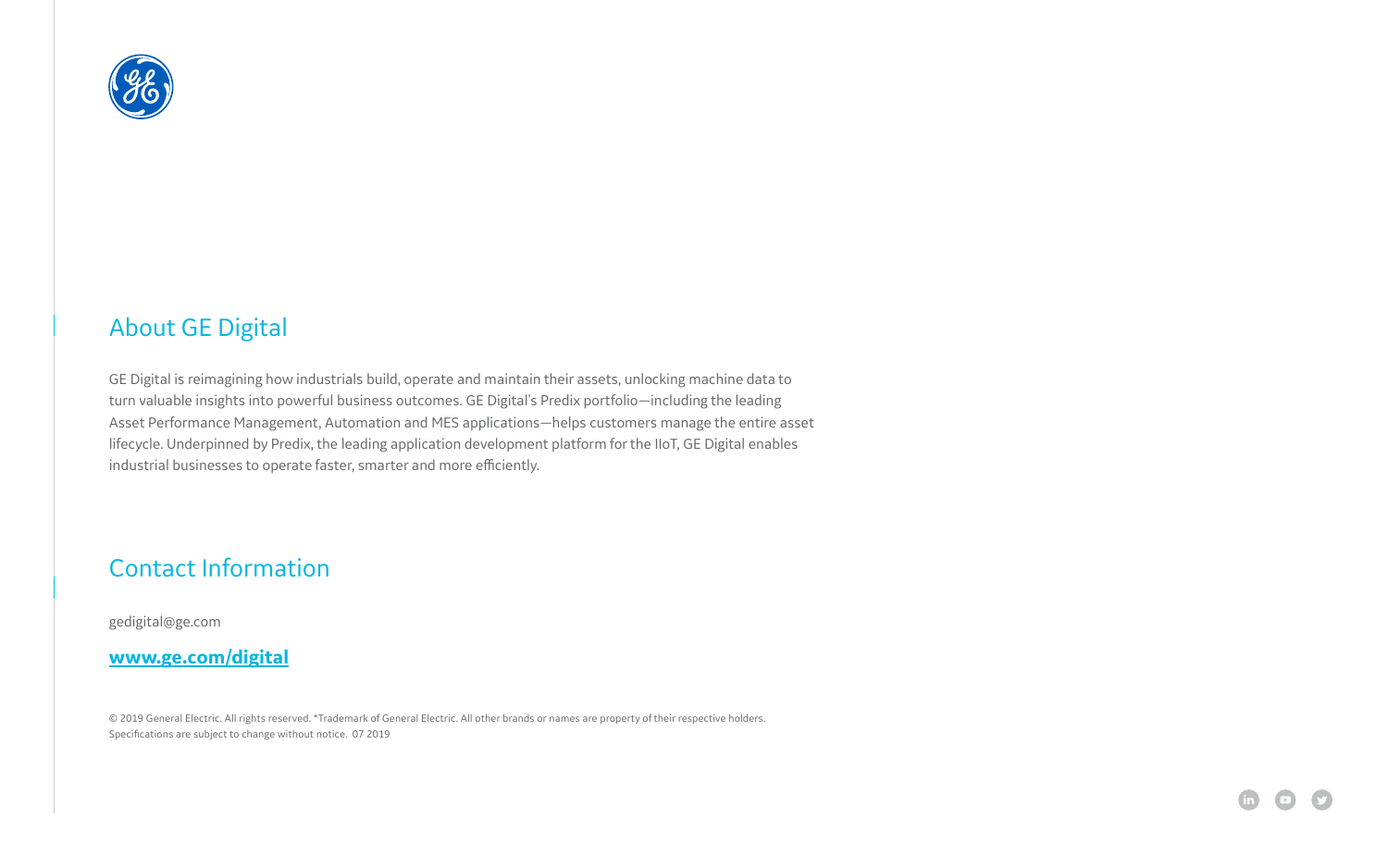## About GE Digital

GE Digital is reimagining how industrials build, operate and maintain their assets, unlocking machine data to turn valuable insights into powerful business outcomes. GE Digital's Predix portfolio—including the leading Asset Performance Management, Automation and MES applications—helps customers manage the entire asset lifecycle. Underpinned by Predix, the leading application development platform for the IIoT, GE Digital enables industrial businesses to operate faster, smarter and more efficiently.

## Contact Information

gedigital@ge.com

**www.ge.com/digital**

© 2019 General Electric. All rights reserved. *Trademark of General Electric. All other brands or names are property of their respective holders. Specifications are subject to change without notice. 07 2019